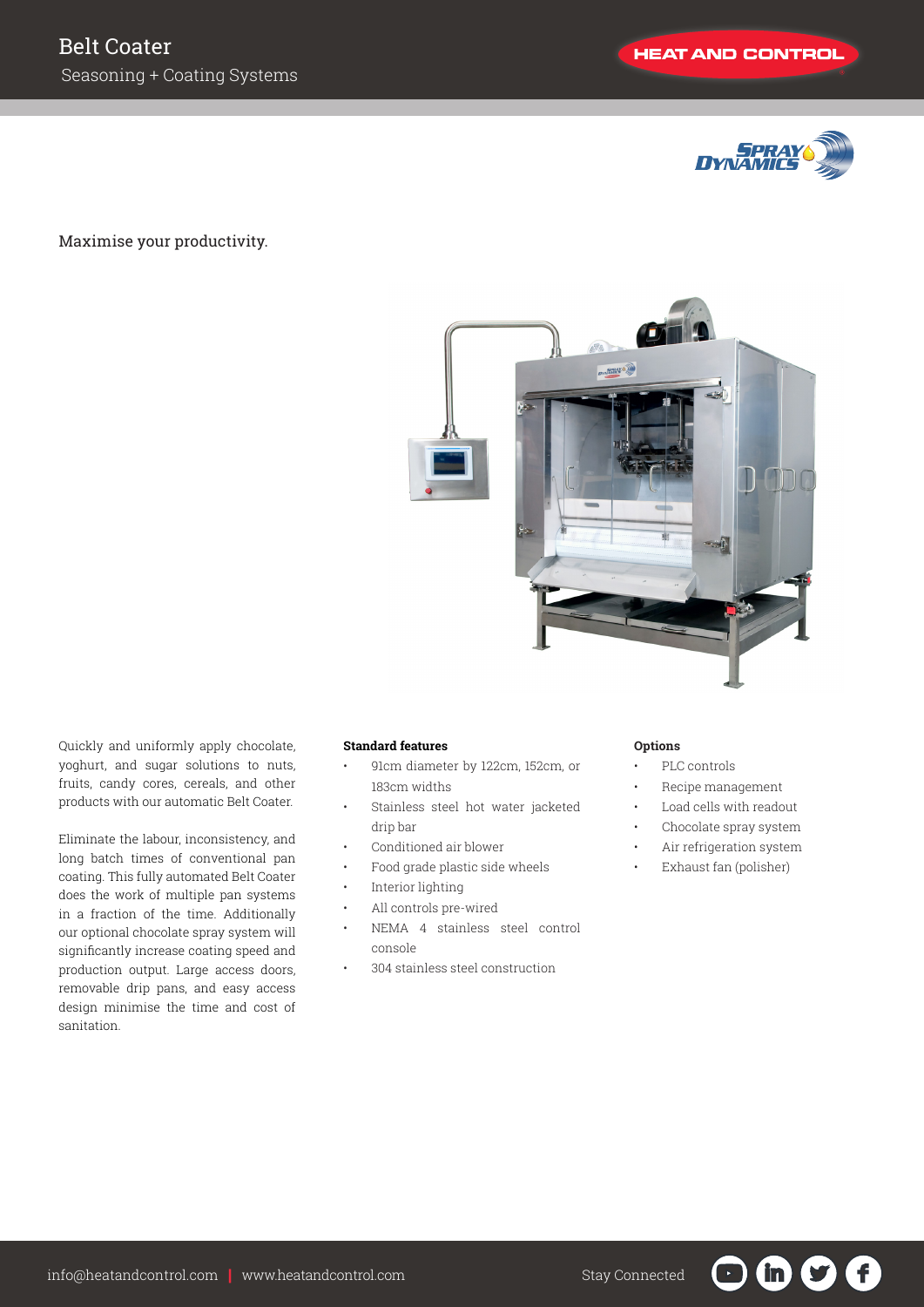# Belt Coater

Seasoning + Coating Systems

HEAT AND CONTROL

SPRAY DYNAMICS

Maximise your productivity.

Quickly and uniformly apply chocolate, yoghurt, and sugar solutions to nuts, fruits, candy cores, cereals, and other products with our automatic Belt Coater.

Eliminate the labour, inconsistency, and long batch times of conventional pan coating. This fully automated Belt Coater does the work of multiple pan systems in a fraction of the time. Additionally our optional chocolate spray system will significantly increase coating speed and production output. Large access doors, removable drip pans, and easy access design minimise the time and cost of sanitation.

**Standard features**

- 91cm diameter by 122cm, 152cm, or 183cm widths
- Stainless steel hot water jacketed drip bar
- Conditioned air blower
- Food grade plastic side wheels
- Interior lighting
- All controls pre-wired
- NEMA 4 stainless steel control console
- 304 stainless steel construction

**Options**

- PLC controls
- Recipe management
- Load cells with readout
- Chocolate spray system
- Air refrigeration system
- Exhaust fan (polisher)

info@heatandcontrol.com | www.heatandcontrol.com

Stay Connected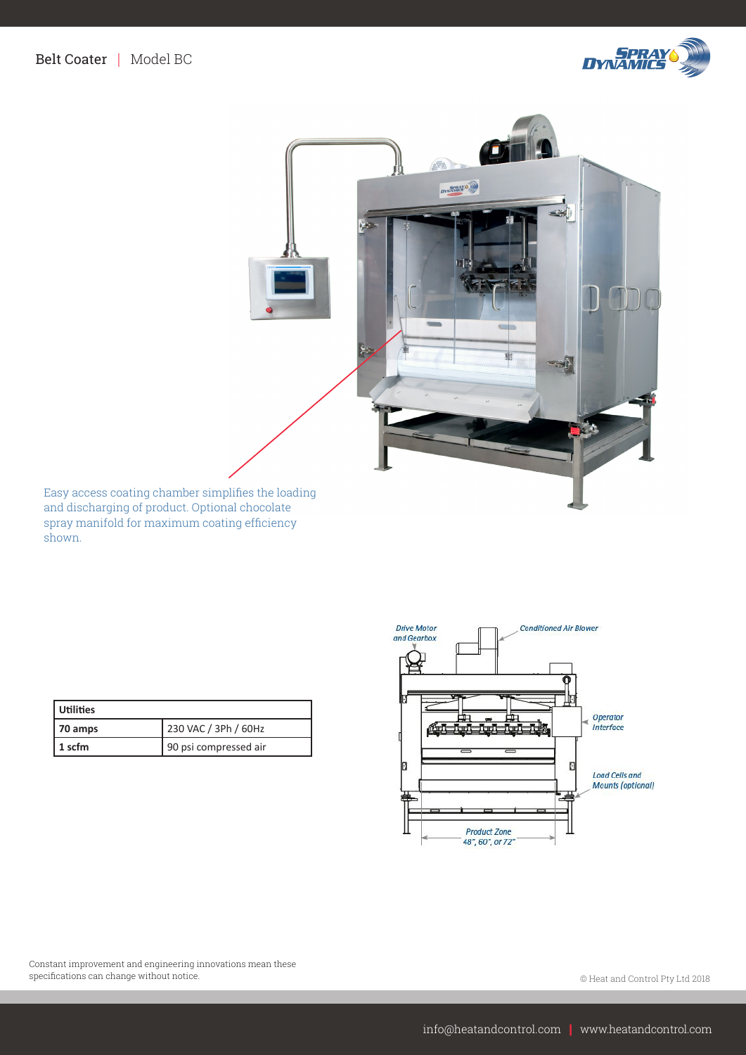Easy access coating chamber simplifies the loading and discharging of product. Optional chocolate spray manifold for maximum coating efficiency shown.

Drive Motor and Gearbox

Conditioned Air Blower

Operator Interface

Load Cells and Mounts (optional)

Product Zone
48", 60", or 72"

| Utilities | |
|---|---|
| **70 amps** | 230 VAC / 3Ph / 60Hz |
| **1 scfm** | 90 psi compressed air |

Constant improvement and engineering innovations mean these specifications can change without notice.

© Heat and Control Pty Ltd 2018

info@heatandcontrol.com | www.heatandcontrol.com